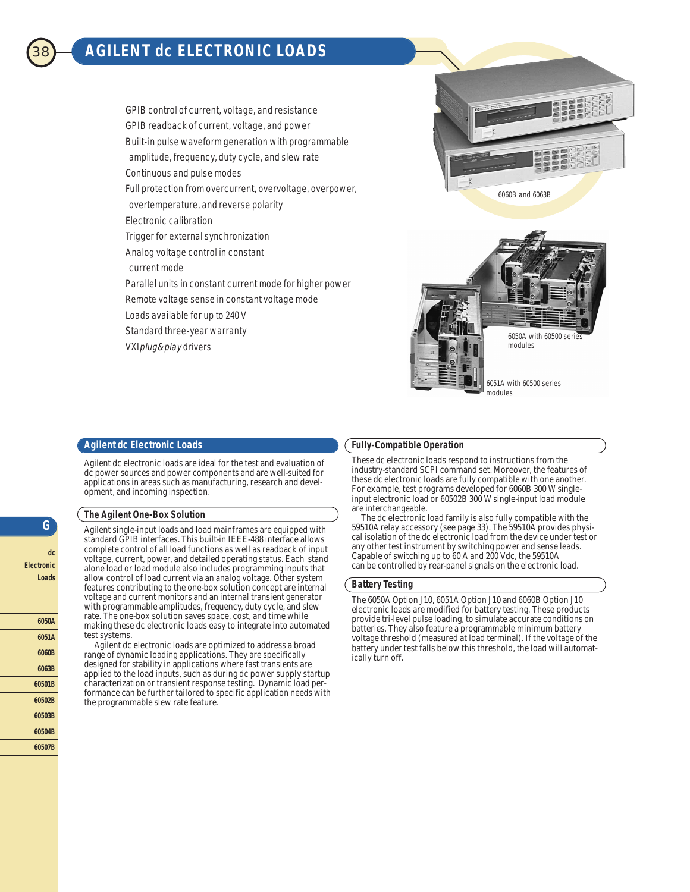# AGILENT dc ELECTRONIC LOADS

- GPIB control of current, voltage, and resistance
- GPIB readback of current, voltage, and power
- Built-in pulse waveform generation with programmable amplitude, frequency, duty cycle, and slew rate
- Continuous and pulse modes
- Full protection from overcurrent, overvoltage, overpower, overtemperature, and reverse polarity
- Electronic calibration
- Trigger for external synchronization
- Analog voltage control in constant current mode
- Parallel units in constant current mode for higher power
- Remote voltage sense in constant voltage mode
- Loads available for up to 240 V
- Standard three-year warranty
- VXI*plug&play* drivers

6060B and 6063B

6050A with 60500 series modules

6051A with 60500 series modules

## Agilent dc Electronic Loads

Agilent dc electronic loads are ideal for the test and evaluation of dc power sources and power components and are well-suited for applications in areas such as manufacturing, research and development, and incoming inspection.

## The Agilent One-Box Solution

Agilent single-input loads and load mainframes are equipped with standard GPIB interfaces. This built-in IEEE-488 interface allows complete control of all load functions as well as readback of input voltage, current, power, and detailed operating status. Each stand alone load or load module also includes programming inputs that allow control of load current via an analog voltage. Other system features contributing to the one-box solution concept are internal voltage and current monitors and an internal transient generator with programmable amplitudes, frequency, duty cycle, and slew rate. The one-box solution saves space, cost, and time while making these dc electronic loads easy to integrate into automated test systems.

Agilent dc electronic loads are optimized to address a broad range of dynamic loading applications. They are specifically designed for stability in applications where fast transients are applied to the load inputs, such as during dc power supply startup characterization or transient response testing. Dynamic load performance can be further tailored to specific application needs with the programmable slew rate feature.

## Fully-Compatible Operation

These dc electronic loads respond to instructions from the industry-standard SCPI command set. Moreover, the features of these dc electronic loads are fully compatible with one another. For example, test programs developed for 6060B 300 W single-input electronic load or 60502B 300 W single-input load module are interchangeable.

The dc electronic load family is also fully compatible with the 59510A relay accessory (see page 33). The 59510A provides physical isolation of the dc electronic load from the device under test or any other test instrument by switching power and sense leads. Capable of switching up to 60 A and 200 Vdc, the 59510A can be controlled by rear-panel signals on the electronic load.

## Battery Testing

The 6050A Option J10, 6051A Option J10 and 6060B Option J10 electronic loads are modified for battery testing. These products provide tri-level pulse loading, to simulate accurate conditions on batteries. They also feature a programmable minimum battery voltage threshold (measured at load terminal). If the voltage of the battery under test falls below this threshold, the load will automatically turn off.

G

dc Electronic Loads

6050A
6051A
6060B
6063B
60501B
60502B
60503B
60504B
60507B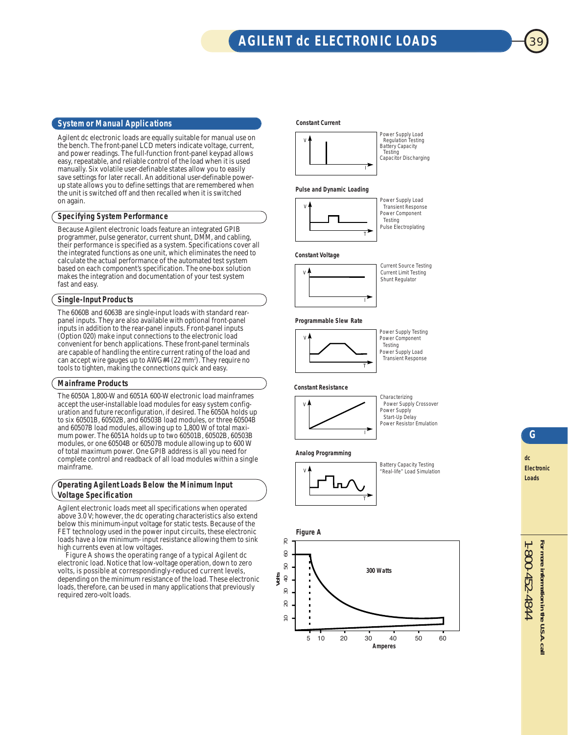## System or Manual Applications

Agilent dc electronic loads are equally suitable for manual use on the bench. The front-panel LCD meters indicate voltage, current, and power readings. The full-function front-panel keypad allows easy, repeatable, and reliable control of the load when it is used manually. Six volatile user-definable states allow you to easily save settings for later recall. An additional user-definable power-up state allows you to define settings that are remembered when the unit is switched off and then recalled when it is switched on again.

## Specifying System Performance

Because Agilent electronic loads feature an integrated GPIB programmer, pulse generator, current shunt, DMM, and cabling, their performance is specified as a system. Specifications cover all the integrated functions as one unit, which eliminates the need to calculate the actual performance of the automated test system based on each component's specification. The one-box solution makes the integration and documentation of your test system fast and easy.

## Single-Input Products

The 6060B and 6063B are single-input loads with standard rear-panel inputs. They are also available with optional front-panel inputs in addition to the rear-panel inputs. Front-panel inputs (Option 020) make input connections to the electronic load convenient for bench applications. These front-panel terminals are capable of handling the entire current rating of the load and can accept wire gauges up to AWG#4 (22 mm$^2$). They require no tools to tighten, making the connections quick and easy.

## Mainframe Products

The 6050A 1,800-W and 6051A 600-W electronic load mainframes accept the user-installable load modules for easy system configuration and future reconfiguration, if desired. The 6050A holds up to six 60501B, 60502B, and 60503B load modules, or three 60504B and 60507B load modules, allowing up to 1,800 W of total maximum power. The 6051A holds up to two 60501B, 60502B, 60503B modules, or one 60504B or 60507B module allowing up to 600 W of total maximum power. One GPIB address is all you need for complete control and readback of all load modules within a single mainframe.

## Operating Agilent Loads Below the Minimum Input Voltage Specification

Agilent electronic loads meet all specifications when operated above 3.0 V; however, the dc operating characteristics also extend below this minimum-input voltage for static tests. Because of the FET technology used in the power input circuits, these electronic loads have a low minimum- input resistance allowing them to sink high currents even at low voltages.

Figure A shows the operating range of a typical Agilent dc electronic load. Notice that low-voltage operation, down to zero volts, is possible at correspondingly-reduced current levels, depending on the minimum resistance of the load. These electronic loads, therefore, can be used in many applications that previously required zero-volt loads.

**Constant Current**

Power Supply Load Regulation Testing
Battery Capacity Testing
Capacitor Discharging

**Pulse and Dynamic Loading**

Power Supply Load Transient Response
Power Component Testing
Pulse Electroplating

**Constant Voltage**

Current Source Testing
Current Limit Testing
Shunt Regulator

**Programmable Slew Rate**

Power Supply Testing
Power Component Testing
Power Supply Load Transient Response

**Constant Resistance**

Characterizing Power Supply Crossover
Power Supply Start-Up Delay
Power Resistor Emulation

**Analog Programming**

Battery Capacity Testing
"Real-life" Load Simulation

**Figure A**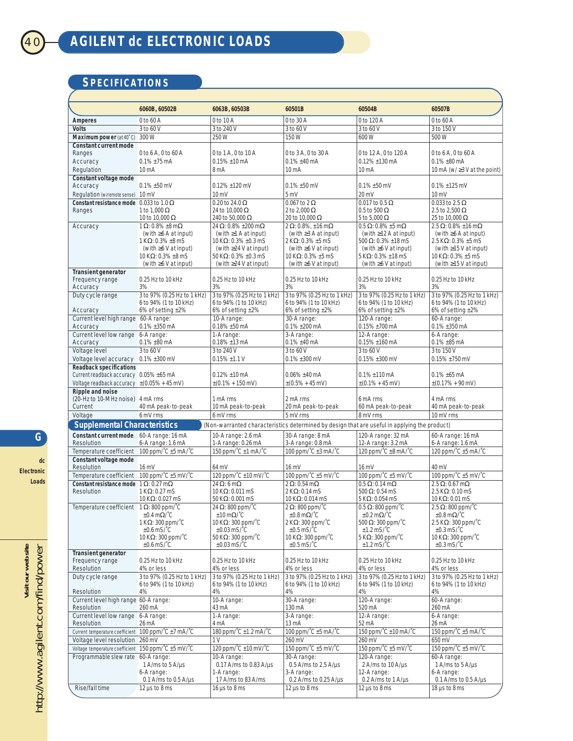# AGILENT dc ELECTRONIC LOADS

## SPECIFICATIONS

| | 6060B, 60502B | 6063B, 60503B | 60501B | 60504B | 60507B |
|---|---|---|---|---|---|
| **Amperes** | 0 to 60 A | 0 to 10 A | 0 to 30 A | 0 to 120 A | 0 to 60 A |
| **Volts** | 3 to 60 V | 3 to 240 V | 3 to 60 V | 3 to 60 V | 3 to 150 V |
| **Maximum power** (at 40°C) | 300 W | 250 W | 150 W | 600 W | 500 W |
| **Constant current mode** | | | | | |
| Ranges | 0 to 6 A, 0 to 60 A | 0 to 1 A, 0 to 10 A | 0 to 3 A, 0 to 30 A | 0 to 12 A, 0 to 120 A | 0 to 6 A, 0 to 60 A |
| Accuracy | 0.1% ±75 mA | 0.15% ±10 mA | 0.1% ±40 mA | 0.12% ±130 mA | 0.1% ±80 mA |
| Regulation | 10 mA | 8 mA | 10 mA | 10 mA | 10 mA (w/ ≥3 V at the point) |
| **Constant voltage mode** | | | | | |
| Accuracy | 0.1% ±50 mV | 0.12% ±120 mV | 0.1% ±50 mV | 0.1% ±50 mV | 0.1% ±125 mV |
| Regulation (w/remote sense) | 10 mV | 10 mV | 5 mV | 20 mV | 10 mV |
| **Constant resistance mode** Ranges | 0.033 to 1.0 Ω<br>1 to 1,000 Ω<br>10 to 10,000 Ω | 0.20 to 24.0 Ω<br>24 to 10,000 Ω<br>240 to 50,000 Ω | 0.067 to 2 Ω<br>2 to 2,000 Ω<br>20 to 10,000 Ω | 0.017 to 0.5 Ω<br>0.5 to 500 Ω<br>5 to 5,000 Ω | 0.033 to 2.5 Ω<br>2.5 to 2,500 Ω<br>25 to 10,000 Ω |
| Accuracy | 1 Ω: 0.8% ±8 mΩ (with ≥6 A at input)<br>1 KΩ: 0.3% ±8 mS (with ≥6 V at input)<br>10 KΩ: 0.3% ±8 mS (with ≥6 V at input) | 24 Ω: 0.8% ±200 mΩ (with ≥1 A at input)<br>10 KΩ: 0.3% ±0.3 mS (with ≥24 V at input)<br>50 KΩ: 0.3% ±0.3 mS (with ≥24 V at input) | 2 Ω: 0.8%, ±16 mΩ (with ≥3 A at input)<br>2 KΩ: 0.3% ±5 mS (with ≥6 V at input)<br>10 KΩ: 0.3% ±5 mS (with ≥6 V at input) | 0.5 Ω: 0.8% ±5 mΩ (with ≥12 A at input)<br>500 Ω: 0.3% ±18 mS (with ≥6 V at input)<br>5 KΩ: 0.3% ±18 mS (with ≥6 V at input) | 2.5 Ω: 0.8% ±16 mΩ (with ≥6 A at input)<br>2.5 KΩ: 0.3% ±5 mS (with ≥15 V at input)<br>10 KΩ: 0.3% ±5 mS (with ≥15 V at input) |
| **Transient generator** | | | | | |
| Frequency range | 0.25 Hz to 10 kHz | 0.25 Hz to 10 kHz | 0.25 Hz to 10 kHz | 0.25 Hz to 10 kHz | 0.25 Hz to 10 kHz |
| Accuracy | 3% | 3% | 3% | 3% | 3% |
| Duty cycle range | 3 to 97% (0.25 Hz to 1 kHz)<br>6 to 94% (1 to 10 kHz) | 3 to 97% (0.25 Hz to 1 kHz)<br>6 to 94% (1 to 10 kHz) | 3 to 97% (0.25 Hz to 1 kHz)<br>6 to 94% (1 to 10 kHz) | 3 to 97% (0.25 Hz to 1 kHz)<br>6 to 94% (1 to 10 kHz) | 3 to 97% (0.25 Hz to 1 kHz)<br>6 to 94% (1 to 10 kHz) |
| Accuracy | 6% of setting ±2% | 6% of setting ±2% | 6% of setting ±2% | 6% of setting ±2% | 6% of setting ±2% |
| Current level high range | 60-A range: | 10-A range: | 30-A range: | 120-A range: | 60-A range: |
| Accuracy | 0.1% ±350 mA | 0.18% ±50 mA | 0.1% ±200 mA | 0.15% ±700 mA | 0.1% ±350 mA |
| Current level low range | 6-A range: | 1-A range: | 3-A range: | 12-A range: | 6-A range: |
| Accuracy | 0.1% ±80 mA | 0.18% ±13 mA | 0.1% ±40 mA | 0.15% ±160 mA | 0.1% ±85 mA |
| Voltage level | 3 to 60 V | 3 to 240 V | 3 to 60 V | 3 to 60 V | 3 to 150 V |
| Voltage level accuracy | 0.1% ±300 mV | 0.15% ±1.1 V | 0.1% ±300 mV | 0.15% ±300 mV | 0.15% ±750 mV |
| **Readback specifications** | | | | | |
| Current readback accuracy | 0.05% ±65 mA | 0.12% ±10 mA | 0.06% ±40 mA | 0.1% ±110 mA | 0.1% ±65 mA |
| Voltage readback accuracy | ±(0.05% + 45 mV) | ±(0.1% + 150 mV) | ±(0.5% + 45 mV) | ±(0.1% + 45 mV) | ±(0.17% + 90 mV) |
| **Ripple and noise** (20-Hz to 10-MHz noise) Current | 4 mA rms<br>40 mA peak-to-peak | 1 mA rms<br>10 mA peak-to-peak | 2 mA rms<br>20 mA peak-to-peak | 6 mA rms<br>60 mA peak-to-peak | 4 mA rms<br>40 mA peak-to-peak |
| Voltage | 6 mV rms | 6 mV rms | 5 mV rms | 8 mV rms | 10 mV rms |
| **Supplemental Characteristics** (Non-warranted characteristics determined by design that are useful in applying the product) | | | | | |
| **Constant current mode** Resolution | 60-A range: 16 mA<br>6-A range: 1.6 mA | 10-A range: 2.6 mA<br>1-A range: 0.26 mA | 30-A range: 8 mA<br>3-A range: 0.8 mA | 120-A range: 32 mA<br>12-A range: 3.2 mA | 60-A range: 16 mA<br>6-A range: 1.6 mA |
| Temperature coefficient | 100 ppm/°C ±5 mA/°C | 150 ppm/°C ±1 mA/°C | 100 ppm/°C ±3 mA/°C | 120 ppm/°C ±8 mA/°C | 120 ppm/°C ±5 mA/°C |
| **Constant voltage mode** Resolution | 16 mV | 64 mV | 16 mV | 16 mV | 40 mV |
| Temperature coefficient | 100 ppm/°C ±5 mV/°C | 120 ppm/°C ±10 mV/°C | 100 ppm/°C ±5 mV/°C | 100 ppm/°C ±5 mV/°C | 100 ppm/°C ±5 mV/°C |
| **Constant resistance mode** Resolution | 1 Ω: 0.27 mΩ<br>1 KΩ: 0.27 mS<br>10 KΩ: 0.027 mS | 24 Ω: 6 mΩ<br>10 KΩ: 0.011 mS<br>50 KΩ: 0.001 mS | 2 Ω: 0.54 mΩ<br>2 KΩ: 0.14 mS<br>10 KΩ: 0.014 mS | 0.5 Ω: 0.14 mΩ<br>500 Ω: 0.54 mS<br>5 KΩ: 0.054 mS | 2.5 Ω: 0.67 mΩ<br>2.5 KΩ: 0.10 mS<br>10 KΩ: 0.01 mS |
| Temperature coefficient | 1 Ω: 800 ppm/°C ±0.4 mΩ/°C<br>1 KΩ: 300 ppm/°C ±0.6 mS/°C<br>10 KΩ: 300 ppm/°C ±0.6 mS/°C | 24 Ω: 800 ppm/°C ±10 mΩ/°C<br>10 KΩ: 300 ppm/°C ±0.03 mS/°C<br>50 KΩ: 300 ppm/°C ±0.03 mS/°C | 2 Ω: 800 ppm/°C ±0.8 mΩ/°C<br>2 KΩ: 300 ppm/°C ±0.5 mS/°C<br>10 KΩ: 300 ppm/°C ±0.5 mS/°C | 0.5 Ω: 800 ppm/°C ±0.2 mΩ/°C<br>500 Ω: 300 ppm/°C ±1.2 mS/°C<br>5 KΩ: 300 ppm/°C ±1.2 mS/°C | 2.5 Ω: 800 ppm/°C ±0.8 mΩ/°C<br>2.5 KΩ: 300 ppm/°C ±0.3 mS/°C<br>10 KΩ: 300 ppm/°C ±0.3 mS/°C |
| **Transient generator** | | | | | |
| Frequency range | 0.25 Hz to 10 kHz | 0.25 Hz to 10 kHz | 0.25 Hz to 10 kHz | 0.25 Hz to 10 kHz | 0.25 Hz to 10 kHz |
| Resolution | 4% or less | 4% or less | 4% or less | 4% or less | 4% or less |
| Duty cycle range | 3 to 97% (0.25 Hz to 1 kHz)<br>6 to 94% (1 to 10 kHz) | 3 to 97% (0.25 Hz to 1 kHz)<br>6 to 94% (1 to 10 kHz) | 3 to 97% (0.25 Hz to 1 kHz)<br>6 to 94% (1 to 10 kHz) | 3 to 97% (0.25 Hz to 1 kHz)<br>6 to 94% (1 to 10 kHz) | 3 to 97% (0.25 Hz to 1 kHz)<br>6 to 94% (1 to 10 kHz) |
| Resolution | 4% | 4% | 4% | 4% | 4% |
| Current level high range | 60-A range: | 10-A range: | 30-A range: | 120-A range: | 60-A range: |
| Resolution | 260 mA | 43 mA | 130 mA | 520 mA | 260 mA |
| Current level low range | 6-A range: | 1-A range: | 3-A range: | 12-A range: | 6-A range: |
| Resolution | 26 mA | 4 mA | 13 mA | 52 mA | 26 mA |
| Current temperature coefficient | 100 ppm/°C ±7 mA/°C | 180 ppm/°C ±1.2 mA/°C | 100 ppm/°C ±5 mA/°C | 150 ppm/°C ±10 mA/°C | 150 ppm/°C ±5 mA/°C |
| Voltage level resolution | 260 mV | 1 V | 260 mV | 260 mV | 650 mV |
| Voltage temperature coefficient | 150 ppm/°C ±5 mV/°C | 120 ppm/°C ±10 mV/°C | 150 ppm/°C ±5 mV/°C | 150 ppm/°C ±5 mV/°C | 150 ppm/°C ±5 mV/°C |
| Programmable slew rate | 60-A range: 1 A/ms to 5 A/µs<br>6-A range: 0.1 A/ms to 0.5 A/µs | 10-A range: 0.17 A/ms to 0.83 A/µs<br>1-A range: 17 A/ms to 83 A/ms | 30-A range: 0.5 A/ms to 2.5 A/µs<br>3-A range: 0.2 A/ms to 0.25 A/µs | 120-A range: 2 A/ms to 10 A/µs<br>12-A range: 0.2 A/ms to 1 A/µs | 60-A range: 1 A/ms to 5 A/µs<br>6-A range: 0.1 A/ms to 0.5 A/µs |
| Rise/fall time | 12 µs to 8 ms | 16 µs to 8 ms | 12 µs to 8 ms | 12 µs to 8 ms | 18 µs to 8 ms |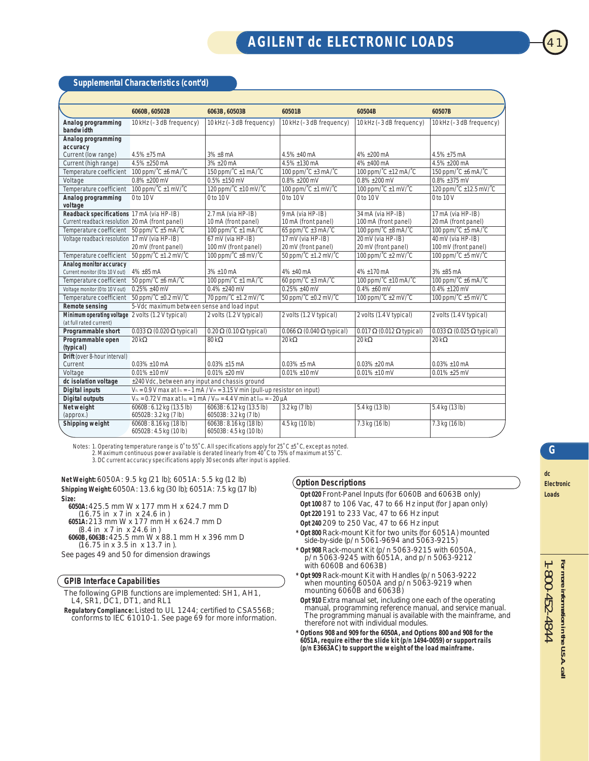## Supplemental Characteristics (cont'd)

| | 6060B, 60502B | 6063B, 60503B | 60501B | 60504B | 60507B |
|---|---|---|---|---|---|
| **Analog programming bandwidth** | 10 kHz (–3 dB frequency) | 10 kHz (–3 dB frequency) | 10 kHz (–3 dB frequency) | 10 kHz (–3 dB frequency) | 10 kHz (–3 dB frequency) |
| **Analog programming accuracy** | | | | | |
| Current (low range) | 4.5% ±75 mA | 3% ±8 mA | 4.5% ±40 mA | 4% ±200 mA | 4.5% ±75 mA |
| Current (high range) | 4.5% ±250 mA | 3% ±20 mA | 4.5% ±130 mA | 4% ±400 mA | 4.5% ±200 mA |
| Temperature coefficient | 100 ppm/°C ±6 mA/°C | 150 ppm/°C ±1 mA/°C | 100 ppm/°C ±3 mA/°C | 100 ppm/°C ±12 mA/°C | 150 ppm/°C ±6 mA/°C |
| Voltage | 0.8% ±200 mV | 0.5% ±150 mV | 0.8% ±200 mV | 0.8% ±200 mV | 0.8% ±375 mV |
| Temperature coefficient | 100 ppm/°C ±1 mV/°C | 120 ppm/°C ±10 mV/°C | 100 ppm/°C ±1 mV/°C | 100 ppm/°C ±1 mV/°C | 120 ppm/°C ±12.5 mV/°C |
| **Analog programming voltage** | 0 to 10 V | 0 to 10 V | 0 to 10 V | 0 to 10 V | 0 to 10 V |
| **Readback specifications** Current readback resolution | 17 mA (via HP-IB) 20 mA (front panel) | 2.7 mA (via HP-IB) 10 mA (front panel) | 9 mA (via HP-IB) 10 mA (front panel) | 34 mA (via HP-IB) 100 mA (front panel) | 17 mA (via HP-IB) 20 mA (front panel) |
| Temperature coefficient | 50 ppm/°C ±5 mA/°C | 100 ppm/°C ±1 mA/°C | 65 ppm/°C ±3 mA/°C | 100 ppm/°C ±8 mA/°C | 100 ppm/°C ±5 mA/°C |
| Voltage readback resolution | 17 mV (via HP-IB) 20 mV (front panel) | 67 mV (via HP-IB) 100 mV (front panel) | 17 mV (via HP-IB) 20 mV (front panel) | 20 mV (via HP-IB) 20 mV (front panel) | 40 mV (via HP-IB) 100 mV (front panel) |
| Temperature coefficient | 50 ppm/°C ±1.2 mV/°C | 100 ppm/°C ±8 mV/°C | 50 ppm/°C ±1.2 mV/°C | 100 ppm/°C ±2 mV/°C | 100 ppm/°C ±5 mV/°C |
| **Analog monitor accuracy** Current monitor (0 to 10 V out) | 4% ±85 mA | 3% ±10 mA | 4% ±40 mA | 4% ±170 mA | 3% ±85 mA |
| Temperature coefficient | 50 ppm/°C ±6 mA/°C | 100 ppm/°C ±1 mA/°C | 60 ppm/°C ±3 mA/°C | 100 ppm/°C ±10 mA/°C | 100 ppm/°C ±6 mA/°C |
| Voltage monitor (0 to 10 V out) | 0.25% ±40 mV | 0.4% ±240 mV | 0.25% ±40 mV | 0.4% ±60 mV | 0.4% ±120 mV |
| Temperature coefficient | 50 ppm/°C ±0.2 mV/°C | 70 ppm/°C ±1.2 mV/°C | 50 ppm/°C ±0.2 mV/°C | 100 ppm/°C ±2 mV/°C | 100 ppm/°C ±5 mV/°C |
| **Remote sensing** | 5-Vdc maximum between sense and load input | | | | |
| **Minimum operating voltage** (at full rated current) | 2 volts (1.2 V typical) | 2 volts (1.2 V typical) | 2 volts (1.2 V typical) | 2 volts (1.4 V typical) | 2 volts (1.4 V typical) |
| **Programmable short** | 0.033 Ω (0.020 Ω typical) | 0.20 Ω (0.10 Ω typical) | 0.066 Ω (0.040 Ω typical) | 0.017 Ω (0.012 Ω typical) | 0.033 Ω (0.025 Ω typical) |
| **Programmable open (typical)** | 20 kΩ | 80 kΩ | 20 kΩ | 20 kΩ | 20 kΩ |
| **Drift** (over 8-hour interval) | | | | | |
| Current | 0.03% ±10 mA | 0.03% ±15 mA | 0.03% ±5 mA | 0.03% ±20 mA | 0.03% ±10 mA |
| Voltage | 0.01% ±10 mV | 0.01% ±20 mV | 0.01% ±10 mV | 0.01% ±10 mV | 0.01% ±25 mV |
| **dc isolation voltage** | ±240 Vdc, between any input and chassis ground | | | | |
| **Digital inputs** | $V_{IL}$ = 0.9 V max at $I_{IL}$ = –1 mA / $V_{IH}$ = 3.15 V min (pull-up resistor on input) | | | | |
| **Digital outputs** | $V_{OL}$ = 0.72 V max at $I_{OL}$ = 1 mA / $V_{OH}$ = 4.4 V min at $I_{OH}$ = –20 µA | | | | |
| **Net weight** (approx.) | 6060B: 6.12 kg (13.5 lb) 60502B: 3.2 kg (7 lb) | 6063B: 6.12 kg (13.5 lb) 60503B: 3.2 kg (7 lb) | 3.2 kg (7 lb) | 5.4 kg (13 lb) | 5.4 kg (13 lb) |
| **Shipping weight** | 6060B: 8.16 kg (18 lb) 60502B: 4.5 kg (10 lb) | 6063B: 8.16 kg (18 lb) 60503B: 4.5 kg (10 lb) | 4.5 kg (10 lb) | 7.3 kg (16 lb) | 7.3 kg (16 lb) |

Notes: 1. Operating temperature range is 0°C to 55°C. All specifications apply for 25°C ±5°C, except as noted.
2. Maximum continuous power available is derated linearly from 40°C to 75% of maximum at 55°C.
3. DC current accuracy specifications apply 30 seconds after input is applied.

**Net Weight:** 6050A: 9.5 kg (21 lb); 6051A: 5.5 kg (12 lb)
**Shipping Weight:** 6050A: 13.6 kg (30 lb); 6051A: 7.5 kg (17 lb)
**Size:**
**6050A:** 425.5 mm W x 177 mm H x 624.7 mm D (16.75 in x 7 in x 24.6 in)
**6051A:** 213 mm W x 177 mm H x 624.7 mm D (8.4 in x 7 in x 24.6 in)
**6060B, 6063B:** 425.5 mm W x 88.1 mm H x 396 mm D (16.75 in x 3.5 in x 13.7 in).

See pages 49 and 50 for dimension drawings

## GPIB Interface Capabilities

The following GPIB functions are implemented: SH1, AH1, L4, SR1, DC1, DT1, and RL1

**Regulatory Compliance:** Listed to UL 1244; certified to CSA556B; conforms to IEC 61010-1. See page 69 for more information.

## Option Descriptions

**Opt 020** Front-Panel Inputs (for 6060B and 6063B only)
**Opt 100** 87 to 106 Vac, 47 to 66 Hz input (for Japan only)
**Opt 220** 191 to 233 Vac, 47 to 66 Hz input
**Opt 240** 209 to 250 Vac, 47 to 66 Hz input
* **Opt 800** Rack-mount Kit for two units (for 6051A) mounted side-by-side (p/n 5061-9694 and 5063-9215)
* **Opt 908** Rack-mount Kit (p/n 5063-9215 with 6050A, p/n 5063-9245 with 6051A, and p/n 5063-9212 with 6060B and 6063B)
* **Opt 909** Rack-mount Kit with Handles (p/n 5063-9222 when mounting 6050A and p/n 5063-9219 when mounting 6060B and 6063B)

**Opt 910** Extra manual set, including one each of the operating manual, programming reference manual, and service manual. The programming manual is available with the mainframe, and therefore not with individual modules.

**\* Options 908 and 909 for the 6050A, and Options 800 and 908 for the 6051A, require either the slide kit (p/n 1494-0059) or support rails (p/n E3663AC) to support the weight of the load mainframe.**

G

dc Electronic Loads

For more information in the U.S.A. call 1-800-452-4844